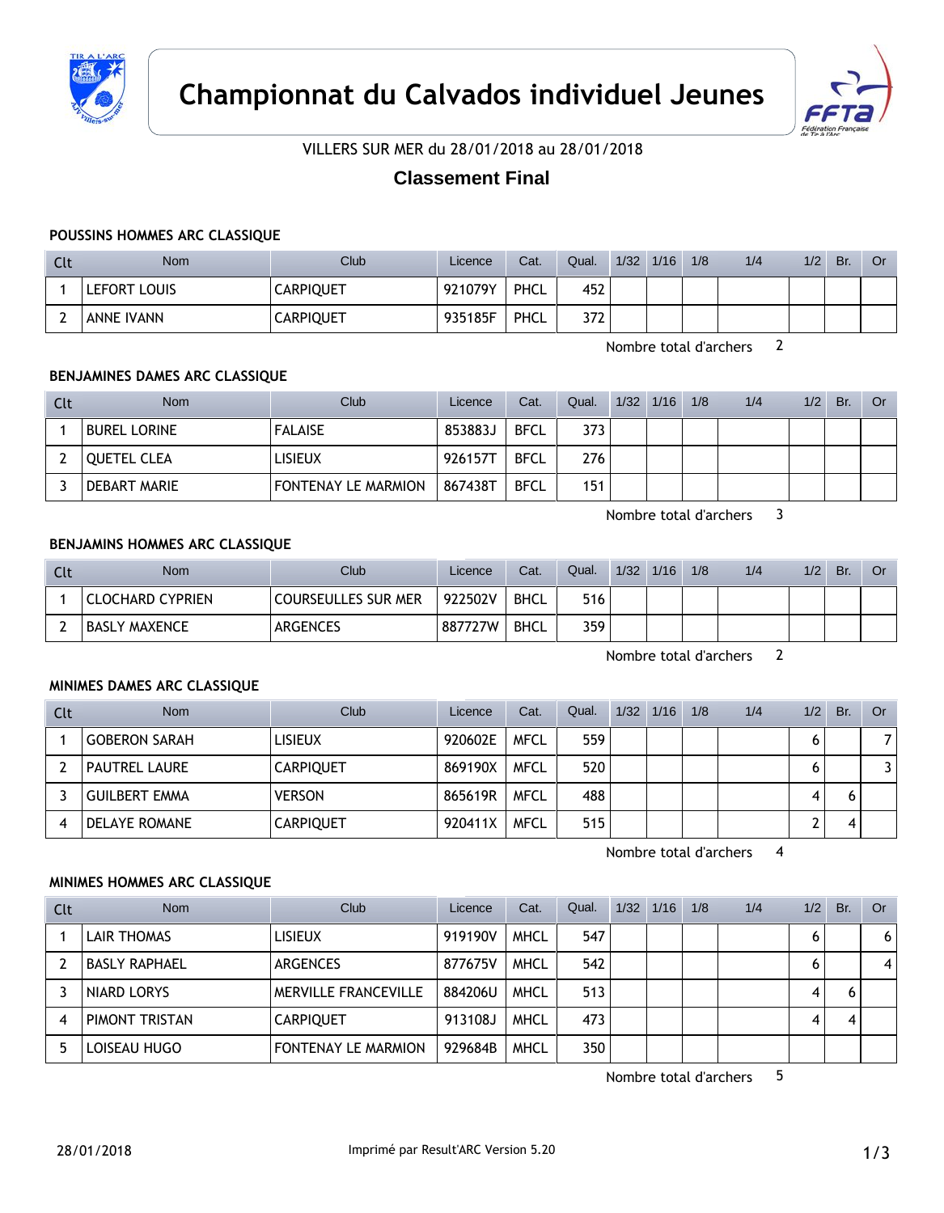# Championnat du Calvados individuel Jeunes

VILLERS SUR MER du 28/01/2018 au 28/01/2018

## Classement Final

### POUSSINS HOMMES ARC CLASSIQUE

| Clt | Nom | Club | Licence | Cat. | Qual. | 1/32 | 1/16 | 1/8 | 1/4 | 1/2 | Br. | Or |
|---|---|---|---|---|---|---|---|---|---|---|---|---|
| 1 | LEFORT LOUIS | CARPIQUET | 921079Y | PHCL | 452 | | | | | | | |
| 2 | ANNE IVANN | CARPIQUET | 935185F | PHCL | 372 | | | | | | | |

Nombre total d'archers 2

### BENJAMINES DAMES ARC CLASSIQUE

| Clt | Nom | Club | Licence | Cat. | Qual. | 1/32 | 1/16 | 1/8 | 1/4 | 1/2 | Br. | Or |
|---|---|---|---|---|---|---|---|---|---|---|---|---|
| 1 | BUREL LORINE | FALAISE | 853883J | BFCL | 373 | | | | | | | |
| 2 | QUETEL CLEA | LISIEUX | 926157T | BFCL | 276 | | | | | | | |
| 3 | DEBART MARIE | FONTENAY LE MARMION | 867438T | BFCL | 151 | | | | | | | |

Nombre total d'archers 3

### BENJAMINS HOMMES ARC CLASSIQUE

| Clt | Nom | Club | Licence | Cat. | Qual. | 1/32 | 1/16 | 1/8 | 1/4 | 1/2 | Br. | Or |
|---|---|---|---|---|---|---|---|---|---|---|---|---|
| 1 | CLOCHARD CYPRIEN | COURSEULLES SUR MER | 922502V | BHCL | 516 | | | | | | | |
| 2 | BASLY MAXENCE | ARGENCES | 887727W | BHCL | 359 | | | | | | | |

Nombre total d'archers 2

### MINIMES DAMES ARC CLASSIQUE

| Clt | Nom | Club | Licence | Cat. | Qual. | 1/32 | 1/16 | 1/8 | 1/4 | 1/2 | Br. | Or |
|---|---|---|---|---|---|---|---|---|---|---|---|---|
| 1 | GOBERON SARAH | LISIEUX | 920602E | MFCL | 559 | | | | | 6 | | 7 |
| 2 | PAUTREL LAURE | CARPIQUET | 869190X | MFCL | 520 | | | | | 6 | | 3 |
| 3 | GUILBERT EMMA | VERSON | 865619R | MFCL | 488 | | | | | 4 | 6 | |
| 4 | DELAYE ROMANE | CARPIQUET | 920411X | MFCL | 515 | | | | | 2 | 4 | |

Nombre total d'archers 4

### MINIMES HOMMES ARC CLASSIQUE

| Clt | Nom | Club | Licence | Cat. | Qual. | 1/32 | 1/16 | 1/8 | 1/4 | 1/2 | Br. | Or |
|---|---|---|---|---|---|---|---|---|---|---|---|---|
| 1 | LAIR THOMAS | LISIEUX | 919190V | MHCL | 547 | | | | | 6 | | 6 |
| 2 | BASLY RAPHAEL | ARGENCES | 877675V | MHCL | 542 | | | | | 6 | | 4 |
| 3 | NIARD LORYS | MERVILLE FRANCEVILLE | 884206U | MHCL | 513 | | | | | 4 | 6 | |
| 4 | PIMONT TRISTAN | CARPIQUET | 913108J | MHCL | 473 | | | | | 4 | 4 | |
| 5 | LOISEAU HUGO | FONTENAY LE MARMION | 929684B | MHCL | 350 | | | | | | | |

Nombre total d'archers 5

28/01/2018 Imprimé par Result'ARC Version 5.20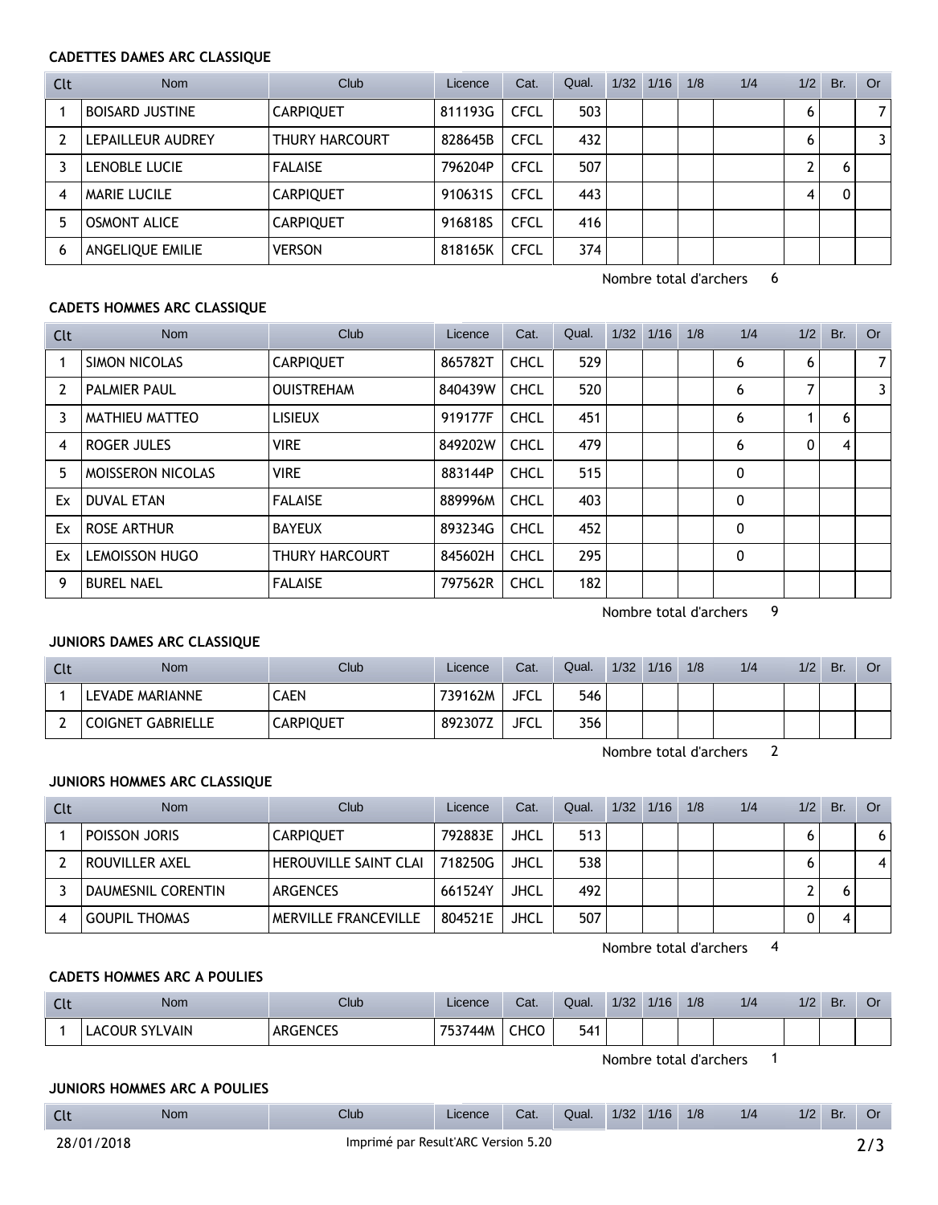### CADETTES DAMES ARC CLASSIQUE

| Clt | Nom | Club | Licence | Cat. | Qual. | 1/32 | 1/16 | 1/8 | 1/4 | 1/2 | Br. | Or |
|---|---|---|---|---|---|---|---|---|---|---|---|---|
| 1 | BOISARD JUSTINE | CARPIQUET | 811193G | CFCL | 503 | | | | | 6 | | 7 |
| 2 | LEPAILLEUR AUDREY | THURY HARCOURT | 828645B | CFCL | 432 | | | | | 6 | | 3 |
| 3 | LENOBLE LUCIE | FALAISE | 796204P | CFCL | 507 | | | | | 2 | 6 | |
| 4 | MARIE LUCILE | CARPIQUET | 910631S | CFCL | 443 | | | | | 4 | 0 | |
| 5 | OSMONT ALICE | CARPIQUET | 916818S | CFCL | 416 | | | | | | | |
| 6 | ANGELIQUE EMILIE | VERSON | 818165K | CFCL | 374 | | | | | | | |

Nombre total d'archers 6

### CADETS HOMMES ARC CLASSIQUE

| Clt | Nom | Club | Licence | Cat. | Qual. | 1/32 | 1/16 | 1/8 | 1/4 | 1/2 | Br. | Or |
|---|---|---|---|---|---|---|---|---|---|---|---|---|
| 1 | SIMON NICOLAS | CARPIQUET | 865782T | CHCL | 529 | | | | 6 | 6 | | 7 |
| 2 | PALMIER PAUL | OUISTREHAM | 840439W | CHCL | 520 | | | | 6 | 7 | | 3 |
| 3 | MATHIEU MATTEO | LISIEUX | 919177F | CHCL | 451 | | | | 6 | 1 | 6 | |
| 4 | ROGER JULES | VIRE | 849202W | CHCL | 479 | | | | 6 | 0 | 4 | |
| 5 | MOISSERON NICOLAS | VIRE | 883144P | CHCL | 515 | | | | 0 | | | |
| Ex | DUVAL ETAN | FALAISE | 889996M | CHCL | 403 | | | | 0 | | | |
| Ex | ROSE ARTHUR | BAYEUX | 893234G | CHCL | 452 | | | | 0 | | | |
| Ex | LEMOISSON HUGO | THURY HARCOURT | 845602H | CHCL | 295 | | | | 0 | | | |
| 9 | BUREL NAEL | FALAISE | 797562R | CHCL | 182 | | | | | | | |

Nombre total d'archers 9

### JUNIORS DAMES ARC CLASSIQUE

| Clt | Nom | Club | Licence | Cat. | Qual. | 1/32 | 1/16 | 1/8 | 1/4 | 1/2 | Br. | Or |
|---|---|---|---|---|---|---|---|---|---|---|---|---|
| 1 | LEVADE MARIANNE | CAEN | 739162M | JFCL | 546 | | | | | | | |
| 2 | COIGNET GABRIELLE | CARPIQUET | 892307Z | JFCL | 356 | | | | | | | |

Nombre total d'archers 2

### JUNIORS HOMMES ARC CLASSIQUE

| Clt | Nom | Club | Licence | Cat. | Qual. | 1/32 | 1/16 | 1/8 | 1/4 | 1/2 | Br. | Or |
|---|---|---|---|---|---|---|---|---|---|---|---|---|
| 1 | POISSON JORIS | CARPIQUET | 792883E | JHCL | 513 | | | | | 6 | | 6 |
| 2 | ROUVILLER AXEL | HEROUVILLE SAINT CLAI | 718250G | JHCL | 538 | | | | | 6 | | 4 |
| 3 | DAUMESNIL CORENTIN | ARGENCES | 661524Y | JHCL | 492 | | | | | 2 | 6 | |
| 4 | GOUPIL THOMAS | MERVILLE FRANCEVILLE | 804521E | JHCL | 507 | | | | | 0 | 4 | |

Nombre total d'archers 4

### CADETS HOMMES ARC A POULIES

| Clt | Nom | Club | Licence | Cat. | Qual. | 1/32 | 1/16 | 1/8 | 1/4 | 1/2 | Br. | Or |
|---|---|---|---|---|---|---|---|---|---|---|---|---|
| 1 | LACOUR SYLVAIN | ARGENCES | 753744M | CHCO | 541 | | | | | | | |

Nombre total d'archers 1

### JUNIORS HOMMES ARC A POULIES

| Clt | Nom | Club | Licence | Cat. | Qual. | 1/32 | 1/16 | 1/8 | 1/4 | 1/2 | Br. | Or |
|---|---|---|---|---|---|---|---|---|---|---|---|---|

28/01/2018 Imprimé par Result'ARC Version 5.20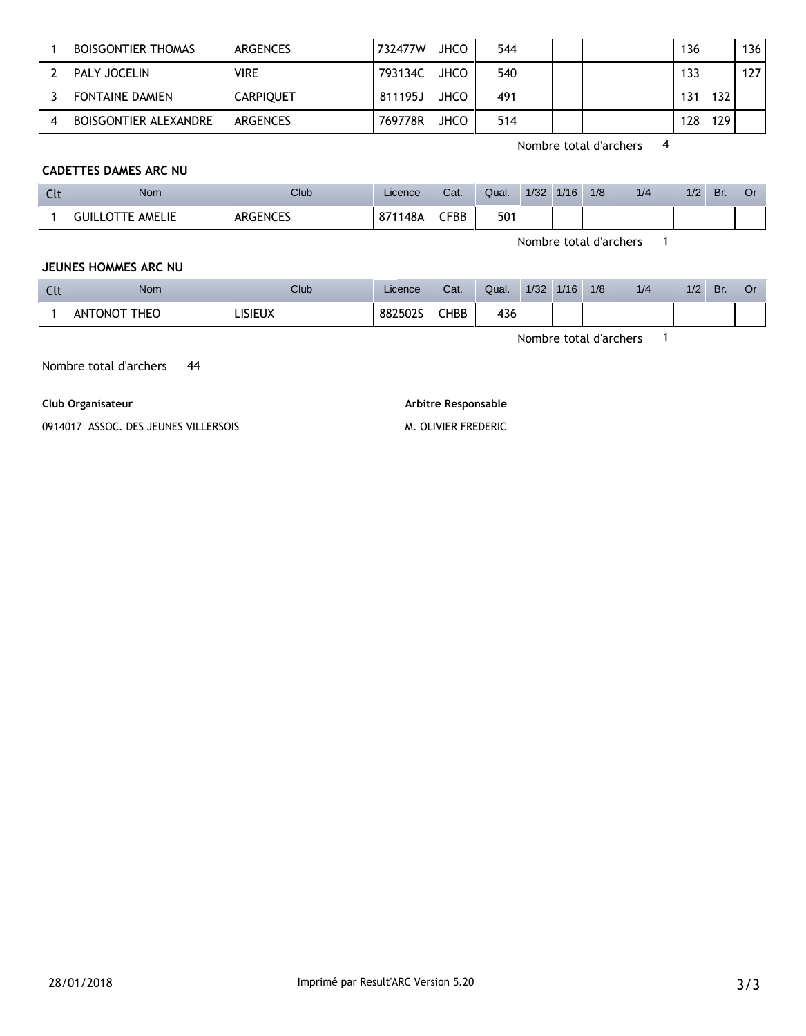| | | | | | | | | | | | | |
|---|---|---|---|---|---|---|---|---|---|---|---|---|
| 1 | BOISGONTIER THOMAS | ARGENCES | 732477W | JHCO | 544 | | | | | 136 | | 136 |
| 2 | PALY JOCELIN | VIRE | 793134C | JHCO | 540 | | | | | 133 | | 127 |
| 3 | FONTAINE DAMIEN | CARPIQUET | 811195J | JHCO | 491 | | | | | 131 | 132 | |
| 4 | BOISGONTIER ALEXANDRE | ARGENCES | 769778R | JHCO | 514 | | | | | 128 | 129 | |

Nombre total d'archers 4

### CADETTES DAMES ARC NU

| Clt | Nom | Club | Licence | Cat. | Qual. | 1/32 | 1/16 | 1/8 | 1/4 | 1/2 | Br. | Or |
|---|---|---|---|---|---|---|---|---|---|---|---|---|
| 1 | GUILLOTTE AMELIE | ARGENCES | 871148A | CFBB | 501 | | | | | | | |

Nombre total d'archers 1

### JEUNES HOMMES ARC NU

| Clt | Nom | Club | Licence | Cat. | Qual. | 1/32 | 1/16 | 1/8 | 1/4 | 1/2 | Br. | Or |
|---|---|---|---|---|---|---|---|---|---|---|---|---|
| 1 | ANTONOT THEO | LISIEUX | 882502S | CHBB | 436 | | | | | | | |

Nombre total d'archers 1

Nombre total d'archers 44

**Club Organisateur**

0914017 ASSOC. DES JEUNES VILLERSOIS

**Arbitre Responsable**

M. OLIVIER FREDERIC